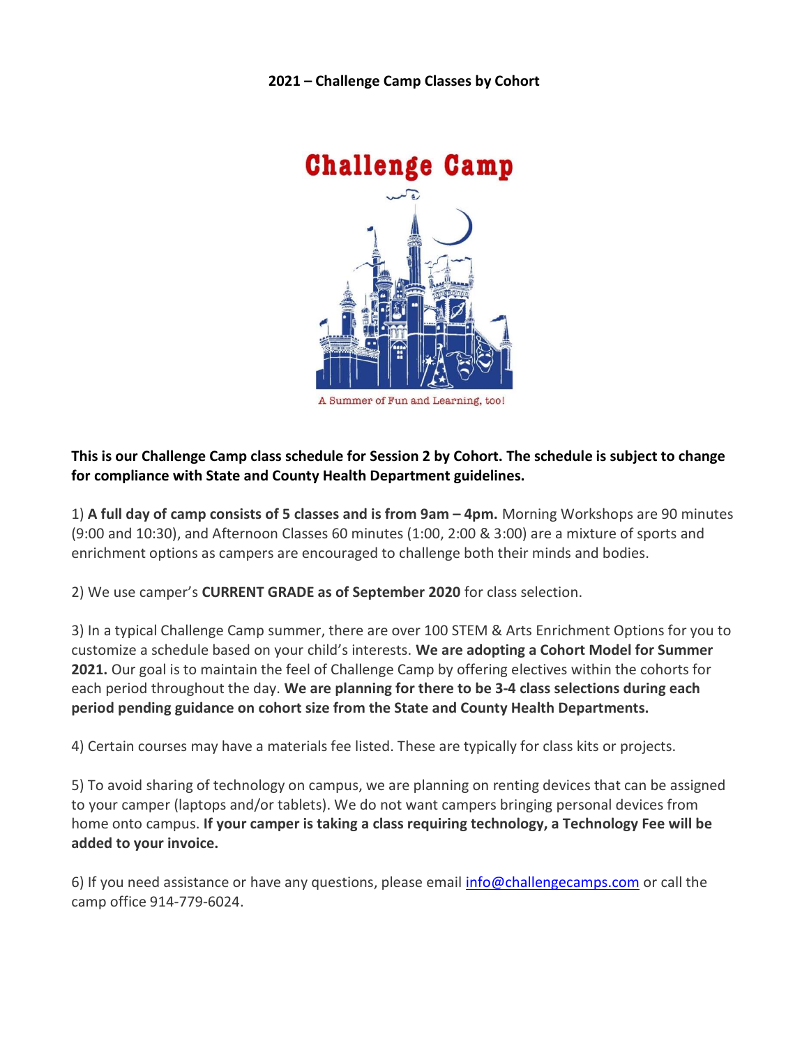**2021 – Challenge Camp Classes by Cohort**

Challenge Camp

A Summer of Fun and Learning, too!

**This is our Challenge Camp class schedule for Session 2 by Cohort. The schedule is subject to change for compliance with State and County Health Department guidelines.**

1) **A full day of camp consists of 5 classes and is from 9am – 4pm.** Morning Workshops are 90 minutes (9:00 and 10:30), and Afternoon Classes 60 minutes (1:00, 2:00 & 3:00) are a mixture of sports and enrichment options as campers are encouraged to challenge both their minds and bodies.

2) We use camper's **CURRENT GRADE as of September 2020** for class selection.

3) In a typical Challenge Camp summer, there are over 100 STEM & Arts Enrichment Options for you to customize a schedule based on your child's interests. **We are adopting a Cohort Model for Summer 2021.** Our goal is to maintain the feel of Challenge Camp by offering electives within the cohorts for each period throughout the day. **We are planning for there to be 3-4 class selections during each period pending guidance on cohort size from the State and County Health Departments.**

4) Certain courses may have a materials fee listed. These are typically for class kits or projects.

5) To avoid sharing of technology on campus, we are planning on renting devices that can be assigned to your camper (laptops and/or tablets). We do not want campers bringing personal devices from home onto campus. **If your camper is taking a class requiring technology, a Technology Fee will be added to your invoice.**

6) If you need assistance or have any questions, please email info@challengecamps.com or call the camp office 914-779-6024.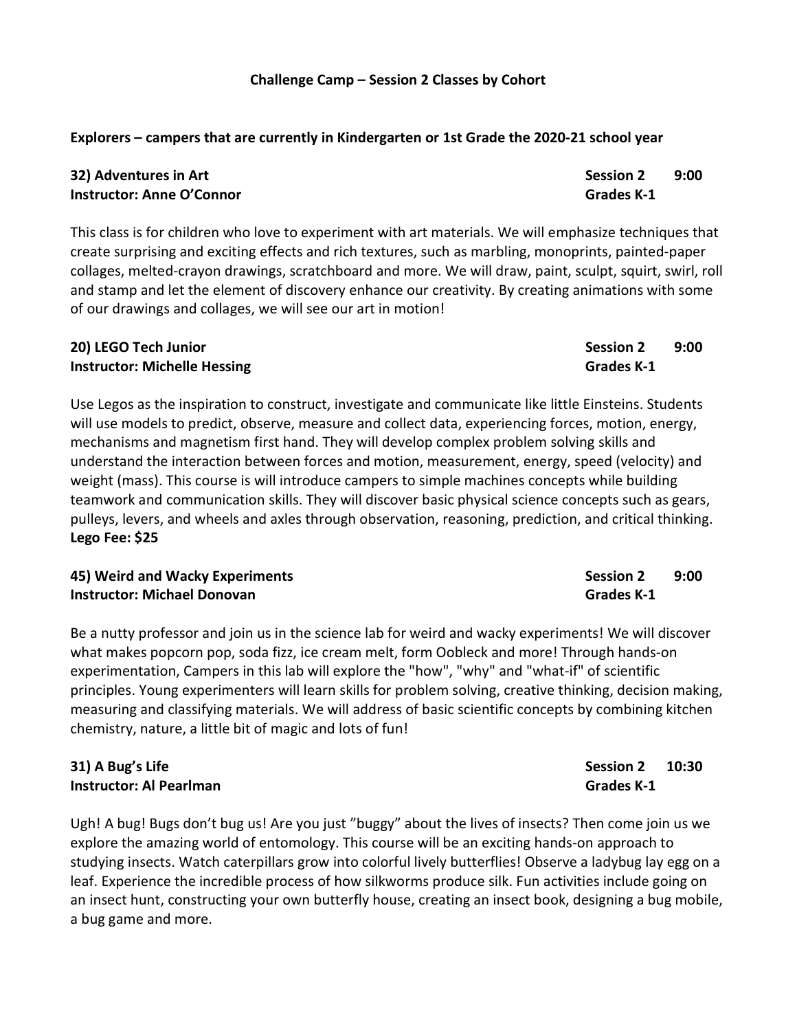## Challenge Camp – Session 2 Classes by Cohort

**Explorers – campers that are currently in Kindergarten or 1st Grade the 2020-21 school year**

**32) Adventures in Art** **Session 2 9:00**
**Instructor: Anne O'Connor** **Grades K-1**

This class is for children who love to experiment with art materials. We will emphasize techniques that create surprising and exciting effects and rich textures, such as marbling, monoprints, painted-paper collages, melted-crayon drawings, scratchboard and more. We will draw, paint, sculpt, squirt, swirl, roll and stamp and let the element of discovery enhance our creativity. By creating animations with some of our drawings and collages, we will see our art in motion!

**20) LEGO Tech Junior** **Session 2 9:00**
**Instructor: Michelle Hessing** **Grades K-1**

Use Legos as the inspiration to construct, investigate and communicate like little Einsteins. Students will use models to predict, observe, measure and collect data, experiencing forces, motion, energy, mechanisms and magnetism first hand. They will develop complex problem solving skills and understand the interaction between forces and motion, measurement, energy, speed (velocity) and weight (mass). This course is will introduce campers to simple machines concepts while building teamwork and communication skills. They will discover basic physical science concepts such as gears, pulleys, levers, and wheels and axles through observation, reasoning, prediction, and critical thinking.
**Lego Fee: $25**

**45) Weird and Wacky Experiments** **Session 2 9:00**
**Instructor: Michael Donovan** **Grades K-1**

Be a nutty professor and join us in the science lab for weird and wacky experiments! We will discover what makes popcorn pop, soda fizz, ice cream melt, form Oobleck and more! Through hands-on experimentation, Campers in this lab will explore the "how", "why" and "what-if" of scientific principles. Young experimenters will learn skills for problem solving, creative thinking, decision making, measuring and classifying materials. We will address of basic scientific concepts by combining kitchen chemistry, nature, a little bit of magic and lots of fun!

**31) A Bug's Life** **Session 2 10:30**
**Instructor: Al Pearlman** **Grades K-1**

Ugh! A bug! Bugs don't bug us! Are you just "buggy" about the lives of insects? Then come join us we explore the amazing world of entomology. This course will be an exciting hands-on approach to studying insects. Watch caterpillars grow into colorful lively butterflies! Observe a ladybug lay egg on a leaf. Experience the incredible process of how silkworms produce silk. Fun activities include going on an insect hunt, constructing your own butterfly house, creating an insect book, designing a bug mobile, a bug game and more.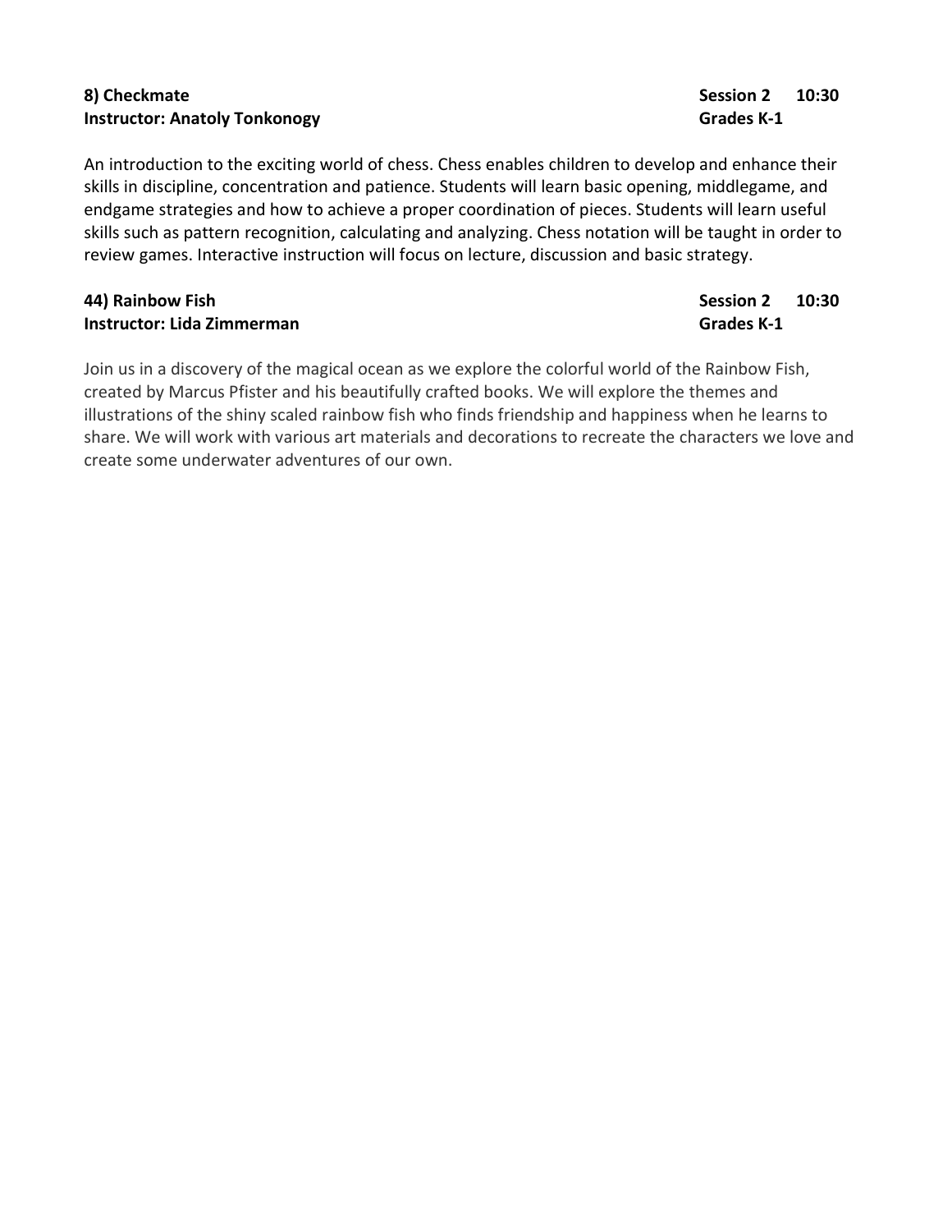**8) Checkmate** **Session 2 10:30**
**Instructor: Anatoly Tonkonogy** **Grades K-1**

An introduction to the exciting world of chess. Chess enables children to develop and enhance their skills in discipline, concentration and patience. Students will learn basic opening, middlegame, and endgame strategies and how to achieve a proper coordination of pieces. Students will learn useful skills such as pattern recognition, calculating and analyzing. Chess notation will be taught in order to review games. Interactive instruction will focus on lecture, discussion and basic strategy.

**44) Rainbow Fish** **Session 2 10:30**
**Instructor: Lida Zimmerman** **Grades K-1**

Join us in a discovery of the magical ocean as we explore the colorful world of the Rainbow Fish, created by Marcus Pfister and his beautifully crafted books. We will explore the themes and illustrations of the shiny scaled rainbow fish who finds friendship and happiness when he learns to share. We will work with various art materials and decorations to recreate the characters we love and create some underwater adventures of our own.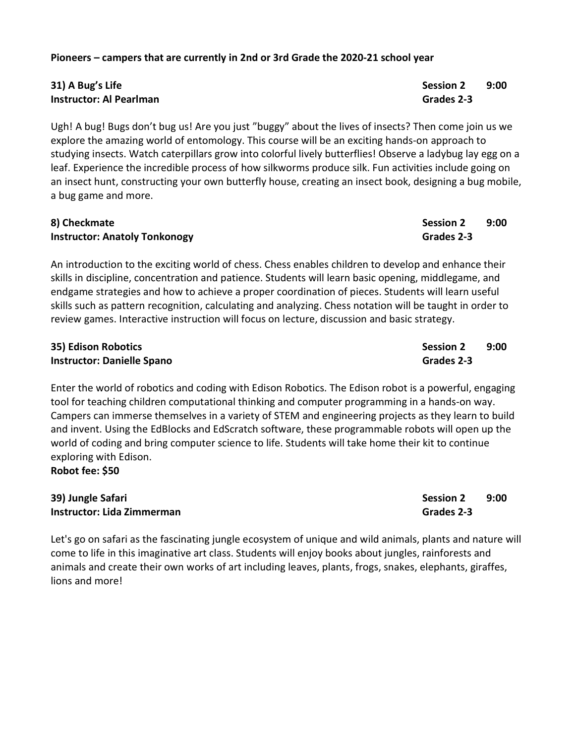**Pioneers – campers that are currently in 2nd or 3rd Grade the 2020-21 school year**

**31) A Bug's Life** **Session 2 9:00**
**Instructor: Al Pearlman** **Grades 2-3**

Ugh! A bug! Bugs don't bug us! Are you just "buggy" about the lives of insects? Then come join us we explore the amazing world of entomology. This course will be an exciting hands-on approach to studying insects. Watch caterpillars grow into colorful lively butterflies! Observe a ladybug lay egg on a leaf. Experience the incredible process of how silkworms produce silk. Fun activities include going on an insect hunt, constructing your own butterfly house, creating an insect book, designing a bug mobile, a bug game and more.

**8) Checkmate** **Session 2 9:00**
**Instructor: Anatoly Tonkonogy** **Grades 2-3**

An introduction to the exciting world of chess. Chess enables children to develop and enhance their skills in discipline, concentration and patience. Students will learn basic opening, middlegame, and endgame strategies and how to achieve a proper coordination of pieces. Students will learn useful skills such as pattern recognition, calculating and analyzing. Chess notation will be taught in order to review games. Interactive instruction will focus on lecture, discussion and basic strategy.

**35) Edison Robotics** **Session 2 9:00**
**Instructor: Danielle Spano** **Grades 2-3**

Enter the world of robotics and coding with Edison Robotics. The Edison robot is a powerful, engaging tool for teaching children computational thinking and computer programming in a hands-on way. Campers can immerse themselves in a variety of STEM and engineering projects as they learn to build and invent. Using the EdBlocks and EdScratch software, these programmable robots will open up the world of coding and bring computer science to life. Students will take home their kit to continue exploring with Edison.
**Robot fee: $50**

**39) Jungle Safari** **Session 2 9:00**
**Instructor: Lida Zimmerman** **Grades 2-3**

Let's go on safari as the fascinating jungle ecosystem of unique and wild animals, plants and nature will come to life in this imaginative art class. Students will enjoy books about jungles, rainforests and animals and create their own works of art including leaves, plants, frogs, snakes, elephants, giraffes, lions and more!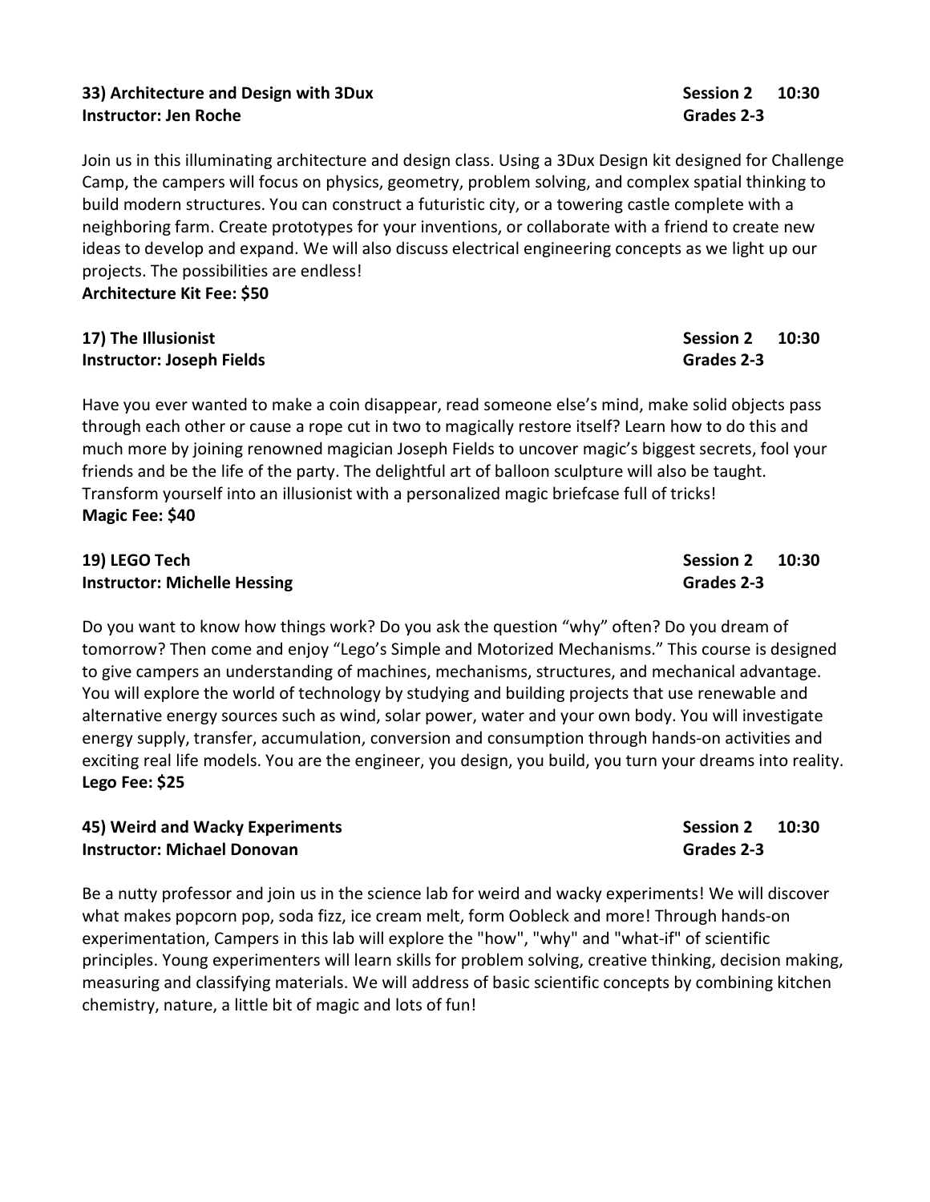**33) Architecture and Design with 3Dux** **Session 2 10:30**
**Instructor: Jen Roche** **Grades 2-3**

Join us in this illuminating architecture and design class. Using a 3Dux Design kit designed for Challenge Camp, the campers will focus on physics, geometry, problem solving, and complex spatial thinking to build modern structures. You can construct a futuristic city, or a towering castle complete with a neighboring farm. Create prototypes for your inventions, or collaborate with a friend to create new ideas to develop and expand. We will also discuss electrical engineering concepts as we light up our projects. The possibilities are endless!
**Architecture Kit Fee: $50**

**17) The Illusionist** **Session 2 10:30**
**Instructor: Joseph Fields** **Grades 2-3**

Have you ever wanted to make a coin disappear, read someone else's mind, make solid objects pass through each other or cause a rope cut in two to magically restore itself? Learn how to do this and much more by joining renowned magician Joseph Fields to uncover magic's biggest secrets, fool your friends and be the life of the party. The delightful art of balloon sculpture will also be taught. Transform yourself into an illusionist with a personalized magic briefcase full of tricks!
**Magic Fee: $40**

**19) LEGO Tech** **Session 2 10:30**
**Instructor: Michelle Hessing** **Grades 2-3**

Do you want to know how things work? Do you ask the question "why" often? Do you dream of tomorrow? Then come and enjoy "Lego's Simple and Motorized Mechanisms." This course is designed to give campers an understanding of machines, mechanisms, structures, and mechanical advantage. You will explore the world of technology by studying and building projects that use renewable and alternative energy sources such as wind, solar power, water and your own body. You will investigate energy supply, transfer, accumulation, conversion and consumption through hands-on activities and exciting real life models. You are the engineer, you design, you build, you turn your dreams into reality.
**Lego Fee: $25**

**45) Weird and Wacky Experiments** **Session 2 10:30**
**Instructor: Michael Donovan** **Grades 2-3**

Be a nutty professor and join us in the science lab for weird and wacky experiments! We will discover what makes popcorn pop, soda fizz, ice cream melt, form Oobleck and more! Through hands-on experimentation, Campers in this lab will explore the "how", "why" and "what-if" of scientific principles. Young experimenters will learn skills for problem solving, creative thinking, decision making, measuring and classifying materials. We will address of basic scientific concepts by combining kitchen chemistry, nature, a little bit of magic and lots of fun!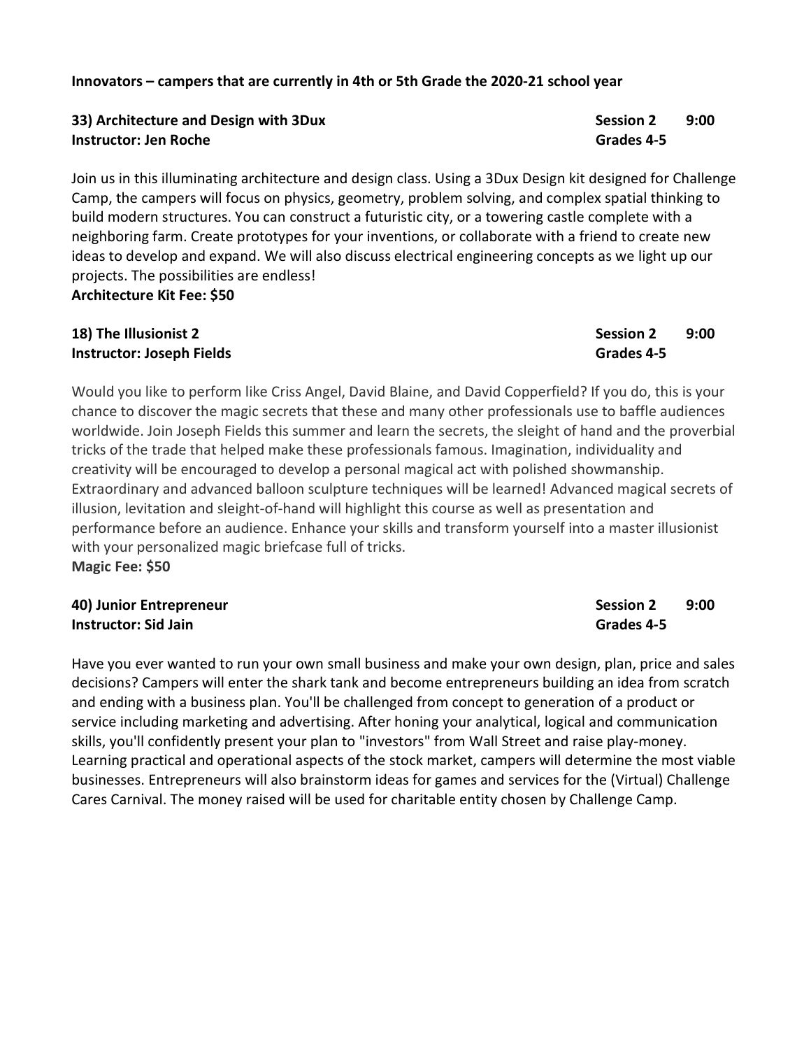**Innovators – campers that are currently in 4th or 5th Grade the 2020-21 school year**

**33) Architecture and Design with 3Dux** **Session 2 9:00**
**Instructor: Jen Roche** **Grades 4-5**

Join us in this illuminating architecture and design class. Using a 3Dux Design kit designed for Challenge Camp, the campers will focus on physics, geometry, problem solving, and complex spatial thinking to build modern structures. You can construct a futuristic city, or a towering castle complete with a neighboring farm. Create prototypes for your inventions, or collaborate with a friend to create new ideas to develop and expand. We will also discuss electrical engineering concepts as we light up our projects. The possibilities are endless!
**Architecture Kit Fee: $50**

**18) The Illusionist 2** **Session 2 9:00**
**Instructor: Joseph Fields** **Grades 4-5**

Would you like to perform like Criss Angel, David Blaine, and David Copperfield? If you do, this is your chance to discover the magic secrets that these and many other professionals use to baffle audiences worldwide. Join Joseph Fields this summer and learn the secrets, the sleight of hand and the proverbial tricks of the trade that helped make these professionals famous. Imagination, individuality and creativity will be encouraged to develop a personal magical act with polished showmanship. Extraordinary and advanced balloon sculpture techniques will be learned! Advanced magical secrets of illusion, levitation and sleight-of-hand will highlight this course as well as presentation and performance before an audience. Enhance your skills and transform yourself into a master illusionist with your personalized magic briefcase full of tricks.
**Magic Fee: $50**

**40) Junior Entrepreneur** **Session 2 9:00**
**Instructor: Sid Jain** **Grades 4-5**

Have you ever wanted to run your own small business and make your own design, plan, price and sales decisions? Campers will enter the shark tank and become entrepreneurs building an idea from scratch and ending with a business plan. You'll be challenged from concept to generation of a product or service including marketing and advertising. After honing your analytical, logical and communication skills, you'll confidently present your plan to "investors" from Wall Street and raise play-money. Learning practical and operational aspects of the stock market, campers will determine the most viable businesses. Entrepreneurs will also brainstorm ideas for games and services for the (Virtual) Challenge Cares Carnival. The money raised will be used for charitable entity chosen by Challenge Camp.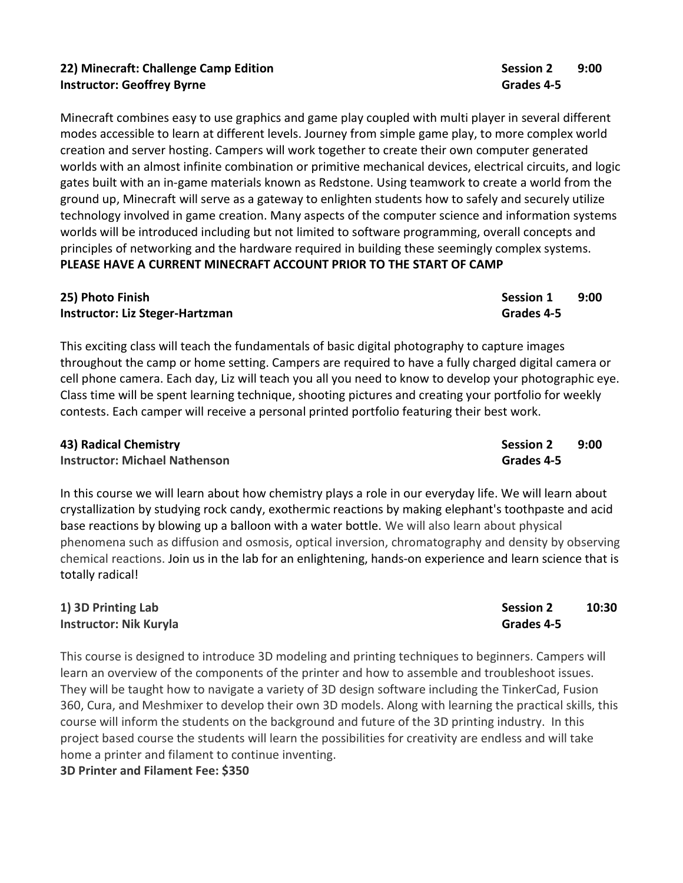**22) Minecraft: Challenge Camp Edition** **Session 2** **9:00**
**Instructor: Geoffrey Byrne** **Grades 4-5**

Minecraft combines easy to use graphics and game play coupled with multi player in several different modes accessible to learn at different levels. Journey from simple game play, to more complex world creation and server hosting. Campers will work together to create their own computer generated worlds with an almost infinite combination or primitive mechanical devices, electrical circuits, and logic gates built with an in-game materials known as Redstone. Using teamwork to create a world from the ground up, Minecraft will serve as a gateway to enlighten students how to safely and securely utilize technology involved in game creation. Many aspects of the computer science and information systems worlds will be introduced including but not limited to software programming, overall concepts and principles of networking and the hardware required in building these seemingly complex systems.
**PLEASE HAVE A CURRENT MINECRAFT ACCOUNT PRIOR TO THE START OF CAMP**

**25) Photo Finish** **Session 1** **9:00**
**Instructor: Liz Steger-Hartzman** **Grades 4-5**

This exciting class will teach the fundamentals of basic digital photography to capture images throughout the camp or home setting. Campers are required to have a fully charged digital camera or cell phone camera. Each day, Liz will teach you all you need to know to develop your photographic eye. Class time will be spent learning technique, shooting pictures and creating your portfolio for weekly contests. Each camper will receive a personal printed portfolio featuring their best work.

**43) Radical Chemistry** **Session 2** **9:00**
**Instructor: Michael Nathenson** **Grades 4-5**

In this course we will learn about how chemistry plays a role in our everyday life. We will learn about crystallization by studying rock candy, exothermic reactions by making elephant's toothpaste and acid base reactions by blowing up a balloon with a water bottle. We will also learn about physical phenomena such as diffusion and osmosis, optical inversion, chromatography and density by observing chemical reactions. Join us in the lab for an enlightening, hands-on experience and learn science that is totally radical!

**1) 3D Printing Lab** **Session 2** **10:30**
**Instructor: Nik Kuryla** **Grades 4-5**

This course is designed to introduce 3D modeling and printing techniques to beginners. Campers will learn an overview of the components of the printer and how to assemble and troubleshoot issues. They will be taught how to navigate a variety of 3D design software including the TinkerCad, Fusion 360, Cura, and Meshmixer to develop their own 3D models. Along with learning the practical skills, this course will inform the students on the background and future of the 3D printing industry. In this project based course the students will learn the possibilities for creativity are endless and will take home a printer and filament to continue inventing.
**3D Printer and Filament Fee: $350**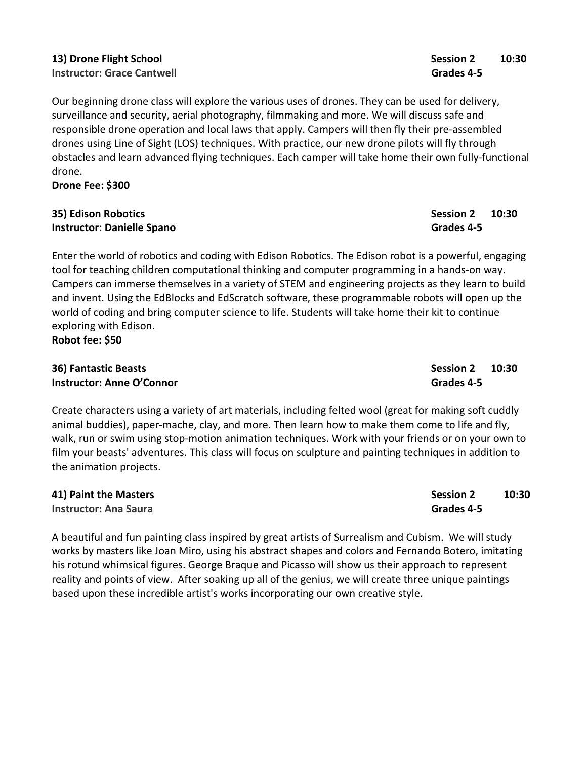**13) Drone Flight School** **Session 2 10:30**
**Instructor: Grace Cantwell** **Grades 4-5**

Our beginning drone class will explore the various uses of drones. They can be used for delivery, surveillance and security, aerial photography, filmmaking and more. We will discuss safe and responsible drone operation and local laws that apply. Campers will then fly their pre-assembled drones using Line of Sight (LOS) techniques. With practice, our new drone pilots will fly through obstacles and learn advanced flying techniques. Each camper will take home their own fully-functional drone.

**Drone Fee: $300**

**35) Edison Robotics** **Session 2 10:30**
**Instructor: Danielle Spano** **Grades 4-5**

Enter the world of robotics and coding with Edison Robotics. The Edison robot is a powerful, engaging tool for teaching children computational thinking and computer programming in a hands-on way. Campers can immerse themselves in a variety of STEM and engineering projects as they learn to build and invent. Using the EdBlocks and EdScratch software, these programmable robots will open up the world of coding and bring computer science to life. Students will take home their kit to continue exploring with Edison.

**Robot fee: $50**

**36) Fantastic Beasts** **Session 2 10:30**
**Instructor: Anne O'Connor** **Grades 4-5**

Create characters using a variety of art materials, including felted wool (great for making soft cuddly animal buddies), paper-mache, clay, and more. Then learn how to make them come to life and fly, walk, run or swim using stop-motion animation techniques. Work with your friends or on your own to film your beasts' adventures. This class will focus on sculpture and painting techniques in addition to the animation projects.

**41) Paint the Masters** **Session 2 10:30**
**Instructor: Ana Saura** **Grades 4-5**

A beautiful and fun painting class inspired by great artists of Surrealism and Cubism. We will study works by masters like Joan Miro, using his abstract shapes and colors and Fernando Botero, imitating his rotund whimsical figures. George Braque and Picasso will show us their approach to represent reality and points of view. After soaking up all of the genius, we will create three unique paintings based upon these incredible artist's works incorporating our own creative style.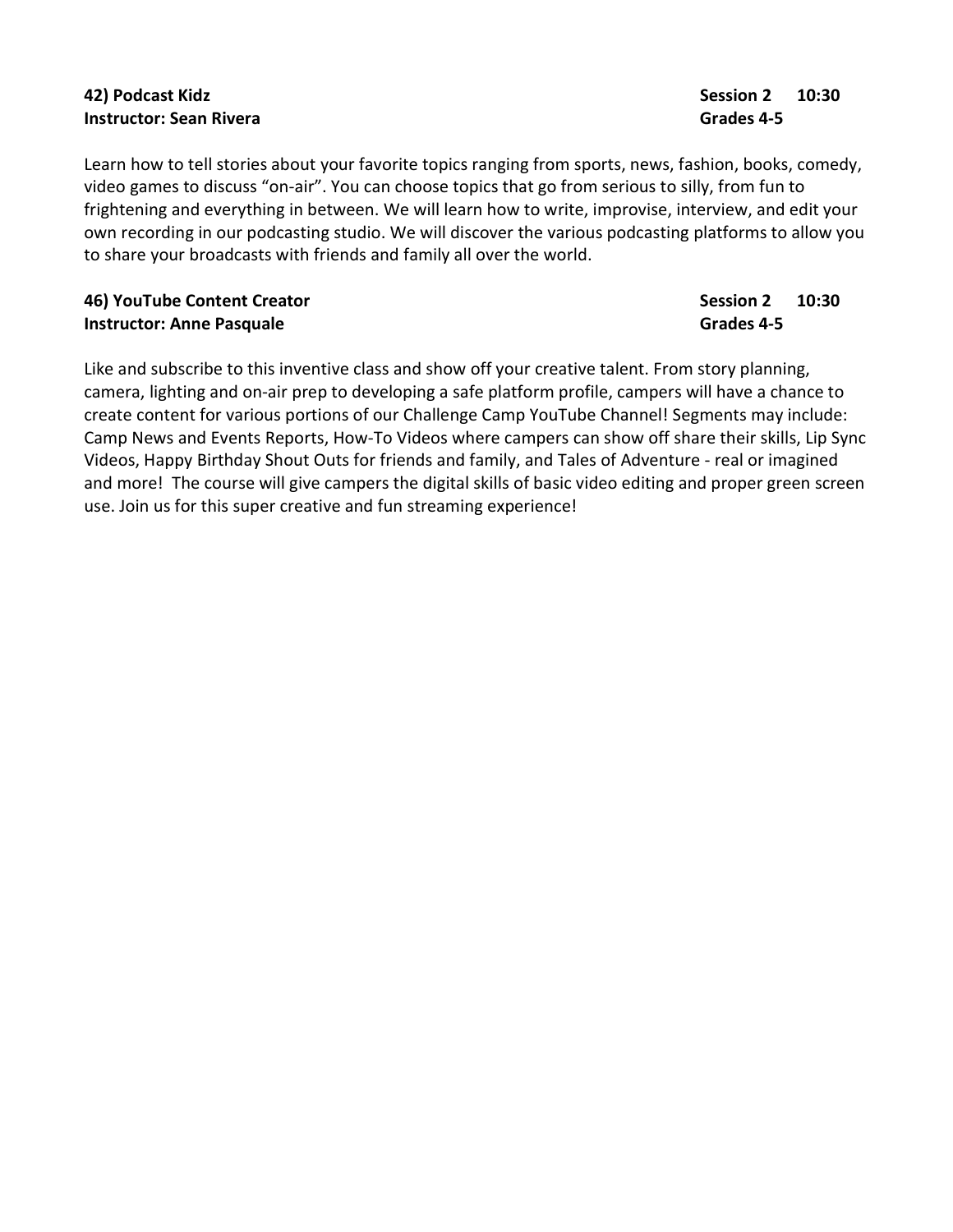**42) Podcast Kidz** **Session 2 10:30**
**Instructor: Sean Rivera** **Grades 4-5**

Learn how to tell stories about your favorite topics ranging from sports, news, fashion, books, comedy, video games to discuss "on-air". You can choose topics that go from serious to silly, from fun to frightening and everything in between. We will learn how to write, improvise, interview, and edit your own recording in our podcasting studio. We will discover the various podcasting platforms to allow you to share your broadcasts with friends and family all over the world.

**46) YouTube Content Creator** **Session 2 10:30**
**Instructor: Anne Pasquale** **Grades 4-5**

Like and subscribe to this inventive class and show off your creative talent. From story planning, camera, lighting and on-air prep to developing a safe platform profile, campers will have a chance to create content for various portions of our Challenge Camp YouTube Channel! Segments may include: Camp News and Events Reports, How-To Videos where campers can show off share their skills, Lip Sync Videos, Happy Birthday Shout Outs for friends and family, and Tales of Adventure - real or imagined and more! The course will give campers the digital skills of basic video editing and proper green screen use. Join us for this super creative and fun streaming experience!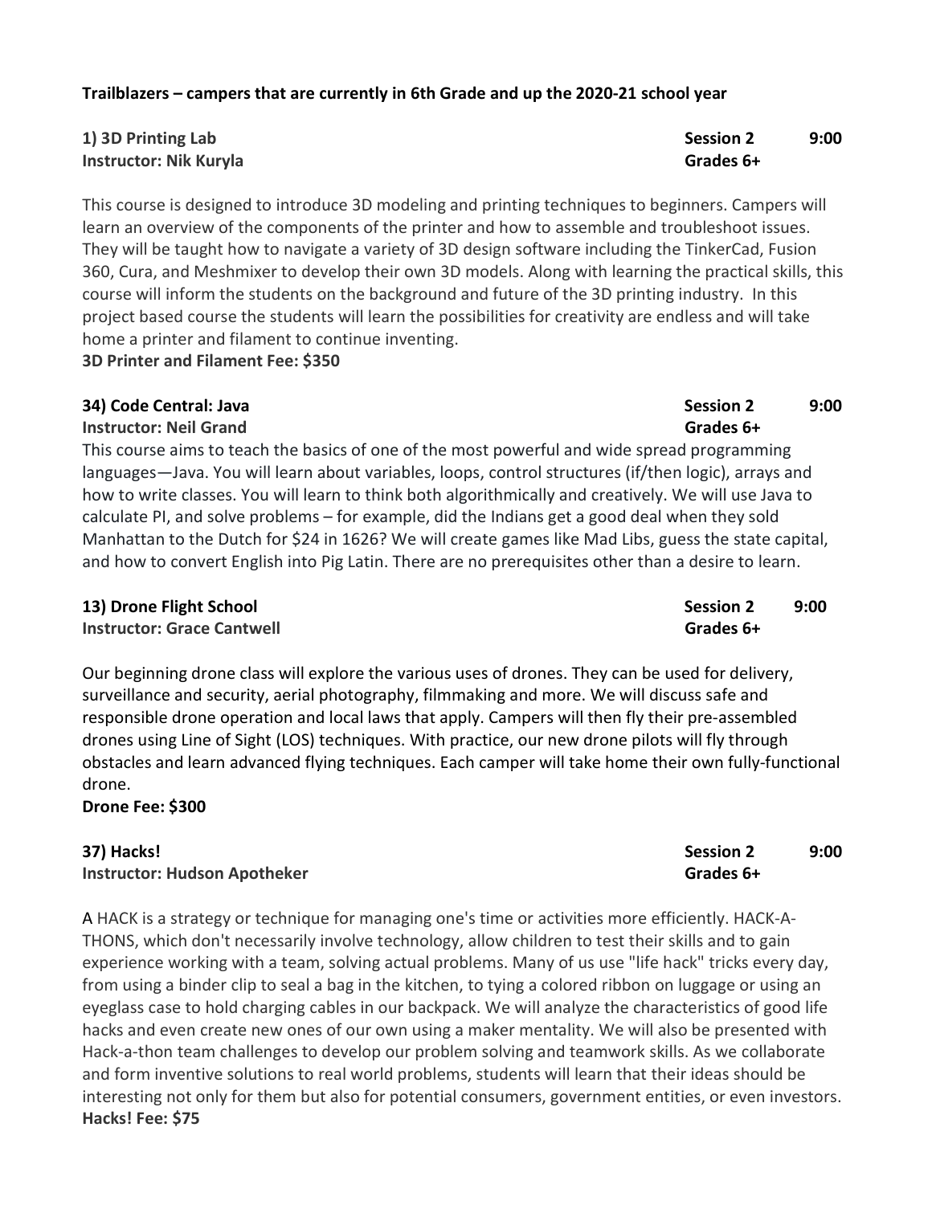**Trailblazers – campers that are currently in 6th Grade and up the 2020-21 school year**

**1) 3D Printing Lab** **Session 2** **9:00**
**Instructor: Nik Kuryla** **Grades 6+**

This course is designed to introduce 3D modeling and printing techniques to beginners. Campers will learn an overview of the components of the printer and how to assemble and troubleshoot issues. They will be taught how to navigate a variety of 3D design software including the TinkerCad, Fusion 360, Cura, and Meshmixer to develop their own 3D models. Along with learning the practical skills, this course will inform the students on the background and future of the 3D printing industry. In this project based course the students will learn the possibilities for creativity are endless and will take home a printer and filament to continue inventing.

**3D Printer and Filament Fee: $350**

**34) Code Central: Java** **Session 2** **9:00**
**Instructor: Neil Grand** **Grades 6+**

This course aims to teach the basics of one of the most powerful and wide spread programming languages—Java. You will learn about variables, loops, control structures (if/then logic), arrays and how to write classes. You will learn to think both algorithmically and creatively. We will use Java to calculate PI, and solve problems – for example, did the Indians get a good deal when they sold Manhattan to the Dutch for $24 in 1626? We will create games like Mad Libs, guess the state capital, and how to convert English into Pig Latin. There are no prerequisites other than a desire to learn.

**13) Drone Flight School** **Session 2** **9:00**
**Instructor: Grace Cantwell** **Grades 6+**

Our beginning drone class will explore the various uses of drones. They can be used for delivery, surveillance and security, aerial photography, filmmaking and more. We will discuss safe and responsible drone operation and local laws that apply. Campers will then fly their pre-assembled drones using Line of Sight (LOS) techniques. With practice, our new drone pilots will fly through obstacles and learn advanced flying techniques. Each camper will take home their own fully-functional drone.

**Drone Fee: $300**

**37) Hacks!** **Session 2** **9:00**
**Instructor: Hudson Apotheker** **Grades 6+**

A HACK is a strategy or technique for managing one's time or activities more efficiently. HACK-A-THONS, which don't necessarily involve technology, allow children to test their skills and to gain experience working with a team, solving actual problems. Many of us use "life hack" tricks every day, from using a binder clip to seal a bag in the kitchen, to tying a colored ribbon on luggage or using an eyeglass case to hold charging cables in our backpack. We will analyze the characteristics of good life hacks and even create new ones of our own using a maker mentality. We will also be presented with Hack-a-thon team challenges to develop our problem solving and teamwork skills. As we collaborate and form inventive solutions to real world problems, students will learn that their ideas should be interesting not only for them but also for potential consumers, government entities, or even investors.

**Hacks! Fee: $75**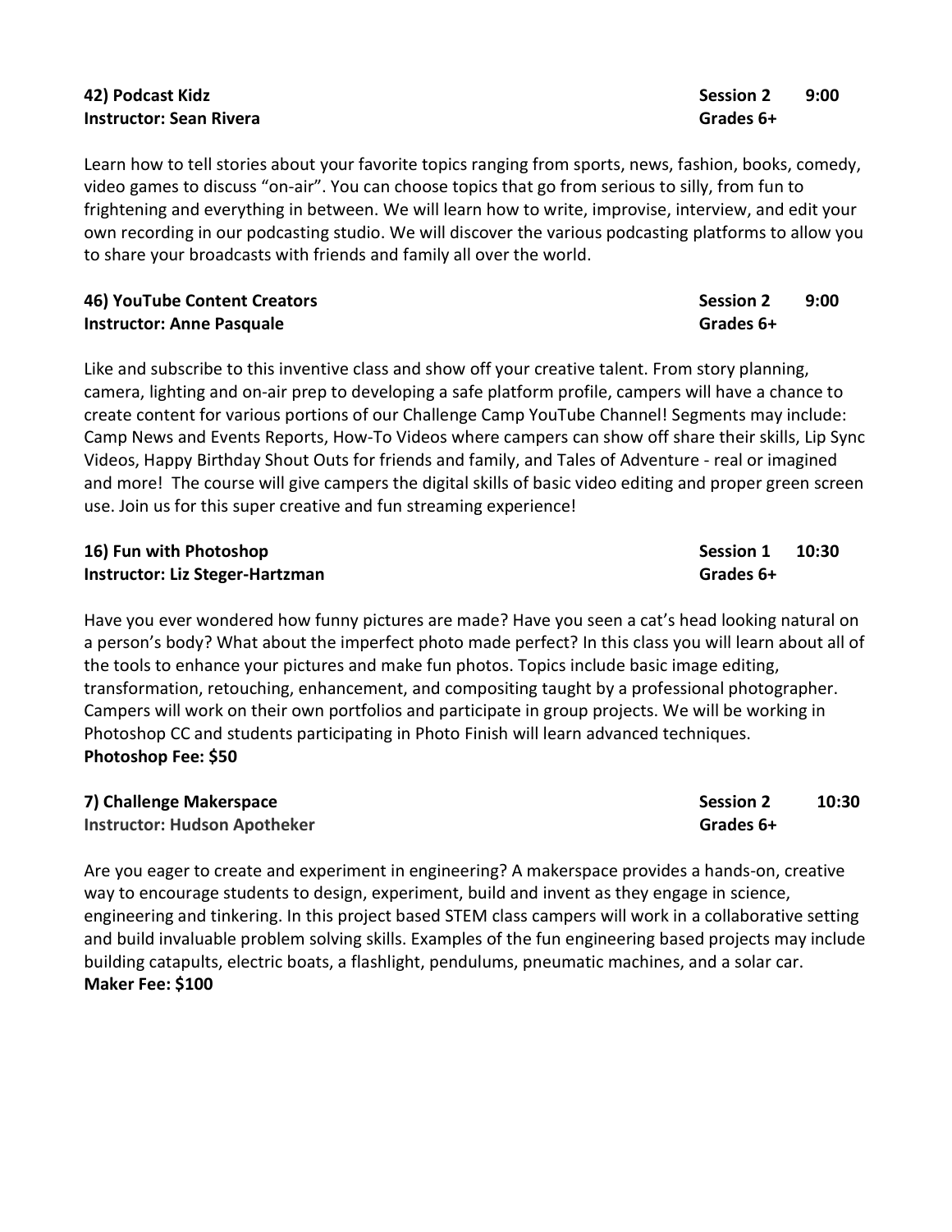**42) Podcast Kidz** **Session 2 9:00**
**Instructor: Sean Rivera** **Grades 6+**

Learn how to tell stories about your favorite topics ranging from sports, news, fashion, books, comedy, video games to discuss "on-air". You can choose topics that go from serious to silly, from fun to frightening and everything in between. We will learn how to write, improvise, interview, and edit your own recording in our podcasting studio. We will discover the various podcasting platforms to allow you to share your broadcasts with friends and family all over the world.

**46) YouTube Content Creators** **Session 2 9:00**
**Instructor: Anne Pasquale** **Grades 6+**

Like and subscribe to this inventive class and show off your creative talent. From story planning, camera, lighting and on-air prep to developing a safe platform profile, campers will have a chance to create content for various portions of our Challenge Camp YouTube Channel! Segments may include: Camp News and Events Reports, How-To Videos where campers can show off share their skills, Lip Sync Videos, Happy Birthday Shout Outs for friends and family, and Tales of Adventure - real or imagined and more! The course will give campers the digital skills of basic video editing and proper green screen use. Join us for this super creative and fun streaming experience!

**16) Fun with Photoshop** **Session 1 10:30**
**Instructor: Liz Steger-Hartzman** **Grades 6+**

Have you ever wondered how funny pictures are made? Have you seen a cat's head looking natural on a person's body? What about the imperfect photo made perfect? In this class you will learn about all of the tools to enhance your pictures and make fun photos. Topics include basic image editing, transformation, retouching, enhancement, and compositing taught by a professional photographer. Campers will work on their own portfolios and participate in group projects. We will be working in Photoshop CC and students participating in Photo Finish will learn advanced techniques.
**Photoshop Fee: $50**

**7) Challenge Makerspace** **Session 2 10:30**
**Instructor: Hudson Apotheker** **Grades 6+**

Are you eager to create and experiment in engineering? A makerspace provides a hands-on, creative way to encourage students to design, experiment, build and invent as they engage in science, engineering and tinkering. In this project based STEM class campers will work in a collaborative setting and build invaluable problem solving skills. Examples of the fun engineering based projects may include building catapults, electric boats, a flashlight, pendulums, pneumatic machines, and a solar car.
**Maker Fee: $100**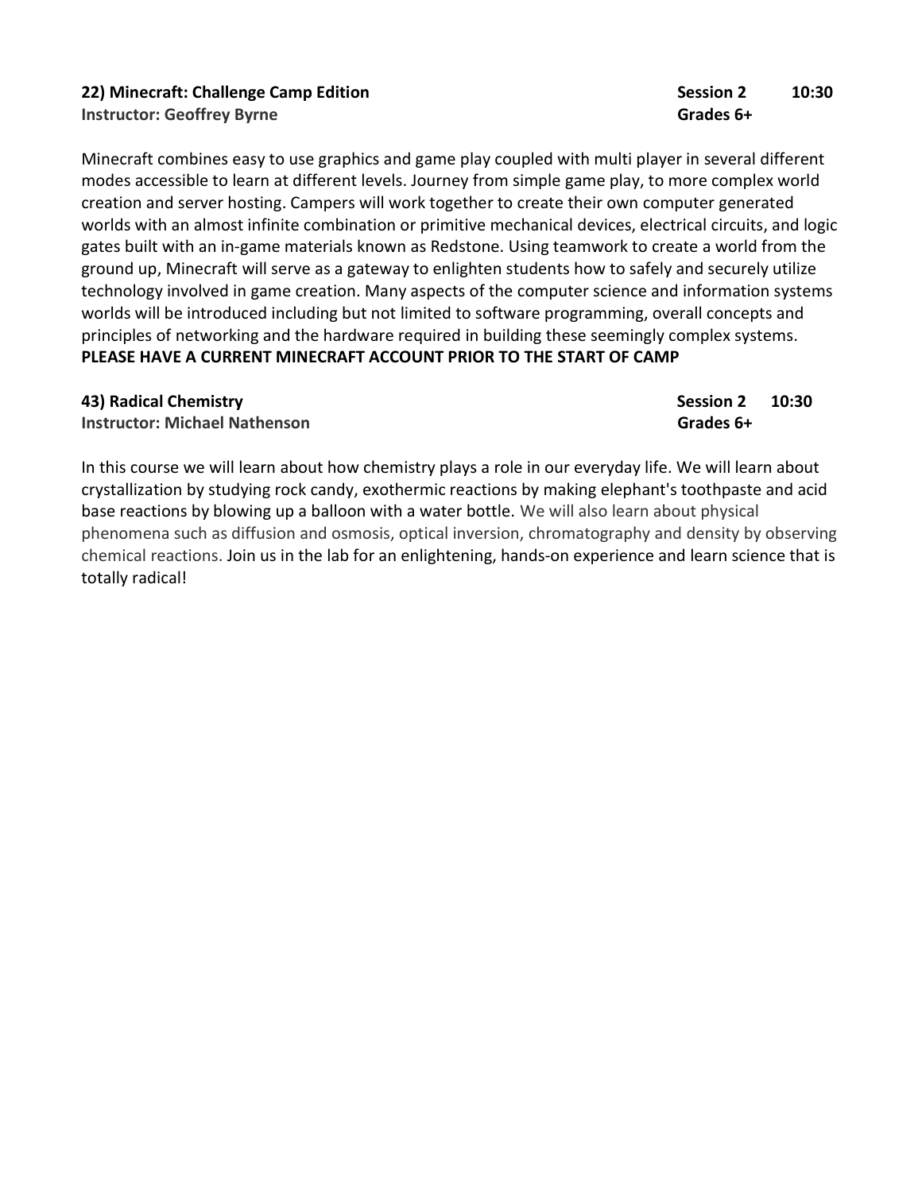**22) Minecraft: Challenge Camp Edition** **Session 2 10:30**
**Instructor: Geoffrey Byrne** **Grades 6+**

Minecraft combines easy to use graphics and game play coupled with multi player in several different modes accessible to learn at different levels. Journey from simple game play, to more complex world creation and server hosting. Campers will work together to create their own computer generated worlds with an almost infinite combination or primitive mechanical devices, electrical circuits, and logic gates built with an in-game materials known as Redstone. Using teamwork to create a world from the ground up, Minecraft will serve as a gateway to enlighten students how to safely and securely utilize technology involved in game creation. Many aspects of the computer science and information systems worlds will be introduced including but not limited to software programming, overall concepts and principles of networking and the hardware required in building these seemingly complex systems.
**PLEASE HAVE A CURRENT MINECRAFT ACCOUNT PRIOR TO THE START OF CAMP**

**43) Radical Chemistry** **Session 2 10:30**
**Instructor: Michael Nathenson** **Grades 6+**

In this course we will learn about how chemistry plays a role in our everyday life. We will learn about crystallization by studying rock candy, exothermic reactions by making elephant's toothpaste and acid base reactions by blowing up a balloon with a water bottle. We will also learn about physical phenomena such as diffusion and osmosis, optical inversion, chromatography and density by observing chemical reactions. Join us in the lab for an enlightening, hands-on experience and learn science that is totally radical!